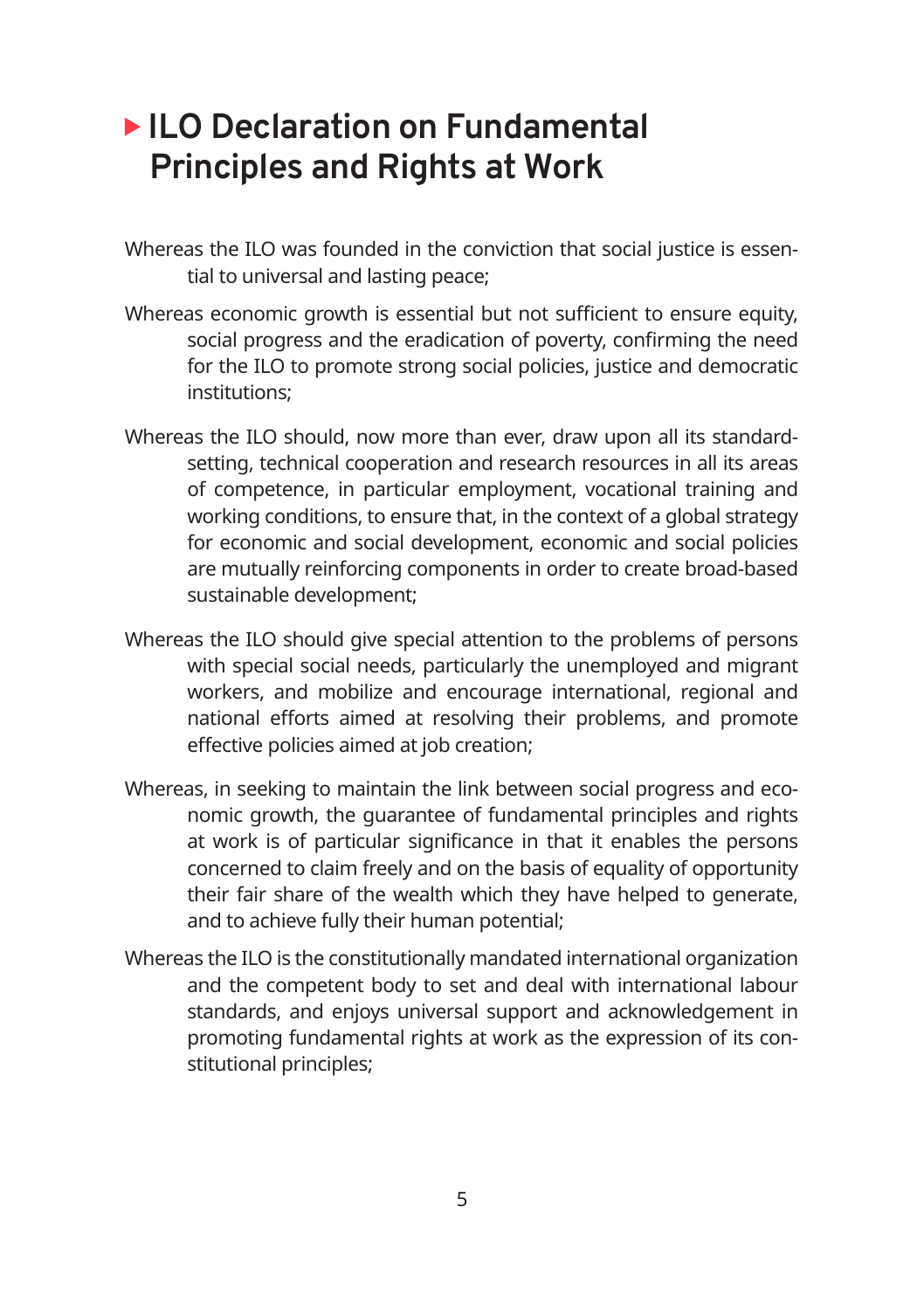# ILO Declaration on Fundamental Principles and Rights at Work

Whereas the ILO was founded in the conviction that social justice is essential to universal and lasting peace;

Whereas economic growth is essential but not sufficient to ensure equity, social progress and the eradication of poverty, confirming the need for the ILO to promote strong social policies, justice and democratic institutions;

Whereas the ILO should, now more than ever, draw upon all its standard-setting, technical cooperation and research resources in all its areas of competence, in particular employment, vocational training and working conditions, to ensure that, in the context of a global strategy for economic and social development, economic and social policies are mutually reinforcing components in order to create broad-based sustainable development;

Whereas the ILO should give special attention to the problems of persons with special social needs, particularly the unemployed and migrant workers, and mobilize and encourage international, regional and national efforts aimed at resolving their problems, and promote effective policies aimed at job creation;

Whereas, in seeking to maintain the link between social progress and economic growth, the guarantee of fundamental principles and rights at work is of particular significance in that it enables the persons concerned to claim freely and on the basis of equality of opportunity their fair share of the wealth which they have helped to generate, and to achieve fully their human potential;

Whereas the ILO is the constitutionally mandated international organization and the competent body to set and deal with international labour standards, and enjoys universal support and acknowledgement in promoting fundamental rights at work as the expression of its constitutional principles;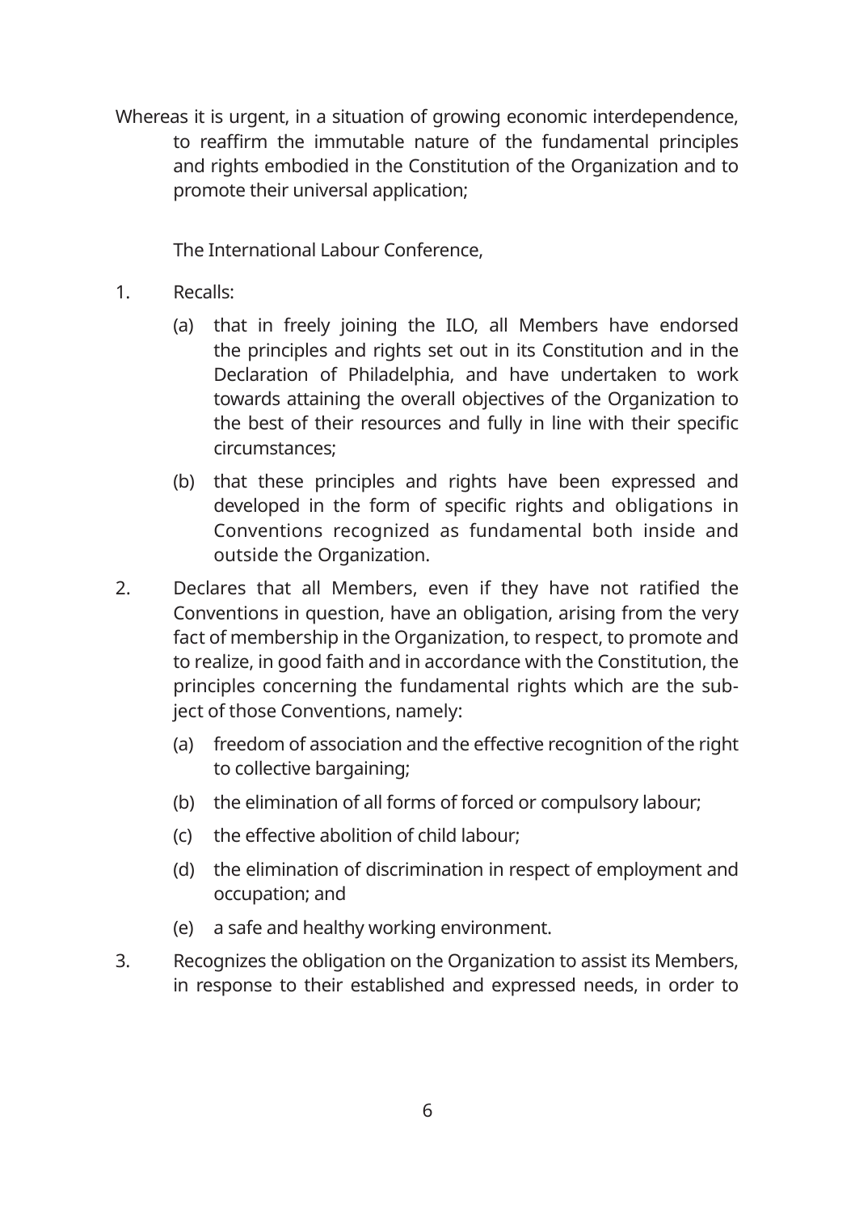Whereas it is urgent, in a situation of growing economic interdependence, to reaffirm the immutable nature of the fundamental principles and rights embodied in the Constitution of the Organization and to promote their universal application;

The International Labour Conference,

1. Recalls:

   (a) that in freely joining the ILO, all Members have endorsed the principles and rights set out in its Constitution and in the Declaration of Philadelphia, and have undertaken to work towards attaining the overall objectives of the Organization to the best of their resources and fully in line with their specific circumstances;

   (b) that these principles and rights have been expressed and developed in the form of specific rights and obligations in Conventions recognized as fundamental both inside and outside the Organization.

2. Declares that all Members, even if they have not ratified the Conventions in question, have an obligation, arising from the very fact of membership in the Organization, to respect, to promote and to realize, in good faith and in accordance with the Constitution, the principles concerning the fundamental rights which are the subject of those Conventions, namely:

   (a) freedom of association and the effective recognition of the right to collective bargaining;

   (b) the elimination of all forms of forced or compulsory labour;

   (c) the effective abolition of child labour;

   (d) the elimination of discrimination in respect of employment and occupation; and

   (e) a safe and healthy working environment.

3. Recognizes the obligation on the Organization to assist its Members, in response to their established and expressed needs, in order to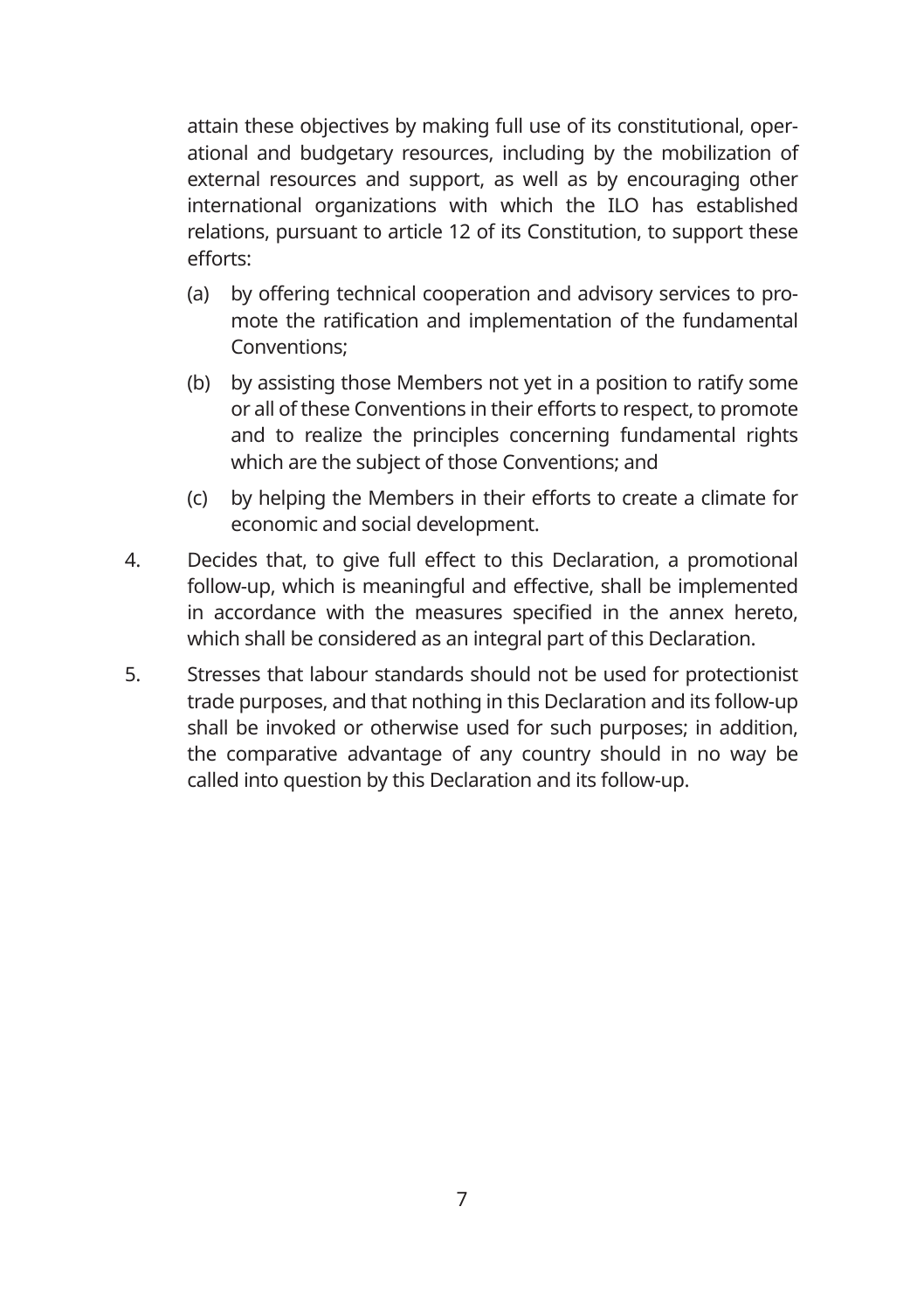attain these objectives by making full use of its constitutional, operational and budgetary resources, including by the mobilization of external resources and support, as well as by encouraging other international organizations with which the ILO has established relations, pursuant to article 12 of its Constitution, to support these efforts:

(a) by offering technical cooperation and advisory services to promote the ratification and implementation of the fundamental Conventions;

(b) by assisting those Members not yet in a position to ratify some or all of these Conventions in their efforts to respect, to promote and to realize the principles concerning fundamental rights which are the subject of those Conventions; and

(c) by helping the Members in their efforts to create a climate for economic and social development.

4. Decides that, to give full effect to this Declaration, a promotional follow-up, which is meaningful and effective, shall be implemented in accordance with the measures specified in the annex hereto, which shall be considered as an integral part of this Declaration.

5. Stresses that labour standards should not be used for protectionist trade purposes, and that nothing in this Declaration and its follow-up shall be invoked or otherwise used for such purposes; in addition, the comparative advantage of any country should in no way be called into question by this Declaration and its follow-up.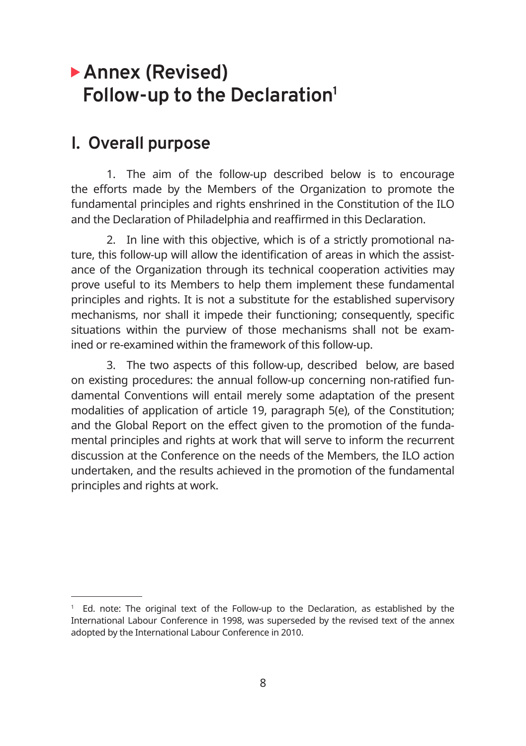# Annex (Revised) Follow-up to the Declaration[1]

## I. Overall purpose

1. The aim of the follow-up described below is to encourage the efforts made by the Members of the Organization to promote the fundamental principles and rights enshrined in the Constitution of the ILO and the Declaration of Philadelphia and reaffirmed in this Declaration.

2. In line with this objective, which is of a strictly promotional nature, this follow-up will allow the identification of areas in which the assistance of the Organization through its technical cooperation activities may prove useful to its Members to help them implement these fundamental principles and rights. It is not a substitute for the established supervisory mechanisms, nor shall it impede their functioning; consequently, specific situations within the purview of those mechanisms shall not be examined or re-examined within the framework of this follow-up.

3. The two aspects of this follow-up, described below, are based on existing procedures: the annual follow-up concerning non-ratified fundamental Conventions will entail merely some adaptation of the present modalities of application of article 19, paragraph 5(e), of the Constitution; and the Global Report on the effect given to the promotion of the fundamental principles and rights at work that will serve to inform the recurrent discussion at the Conference on the needs of the Members, the ILO action undertaken, and the results achieved in the promotion of the fundamental principles and rights at work.

---

[1] Ed. note: The original text of the Follow-up to the Declaration, as established by the International Labour Conference in 1998, was superseded by the revised text of the annex adopted by the International Labour Conference in 2010.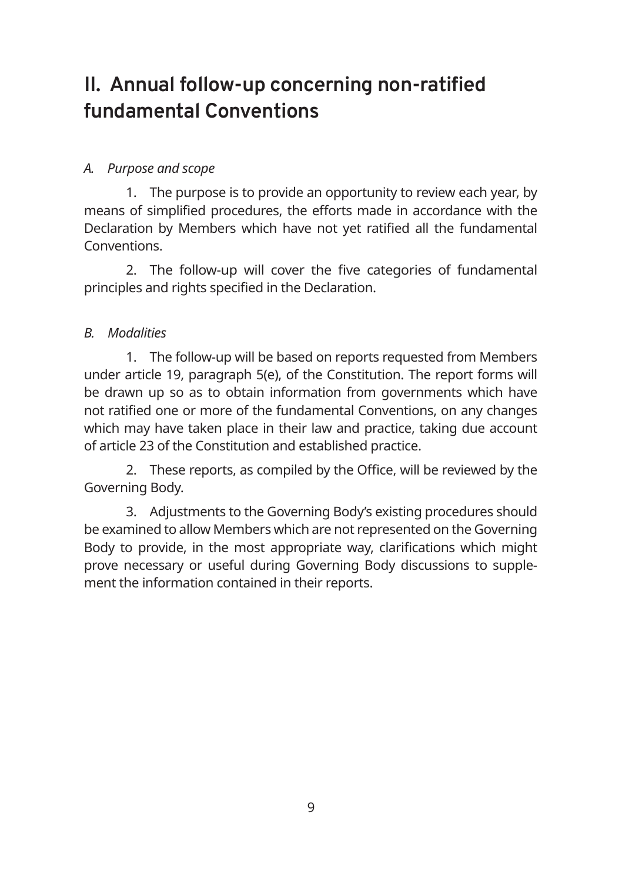# II. Annual follow-up concerning non-ratified fundamental Conventions

*A. Purpose and scope*

1. The purpose is to provide an opportunity to review each year, by means of simplified procedures, the efforts made in accordance with the Declaration by Members which have not yet ratified all the fundamental Conventions.

2. The follow-up will cover the five categories of fundamental principles and rights specified in the Declaration.

*B. Modalities*

1. The follow-up will be based on reports requested from Members under article 19, paragraph 5(e), of the Constitution. The report forms will be drawn up so as to obtain information from governments which have not ratified one or more of the fundamental Conventions, on any changes which may have taken place in their law and practice, taking due account of article 23 of the Constitution and established practice.

2. These reports, as compiled by the Office, will be reviewed by the Governing Body.

3. Adjustments to the Governing Body's existing procedures should be examined to allow Members which are not represented on the Governing Body to provide, in the most appropriate way, clarifications which might prove necessary or useful during Governing Body discussions to supplement the information contained in their reports.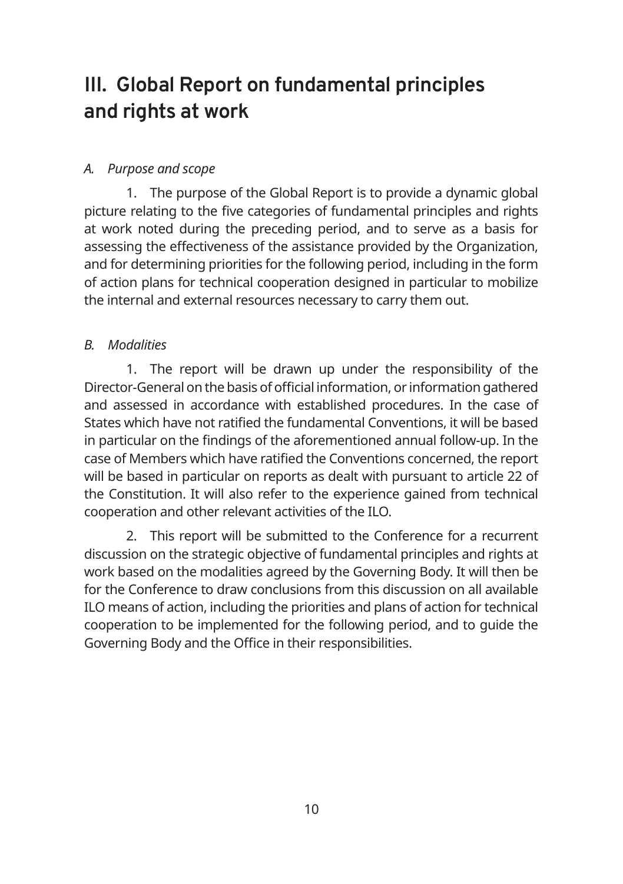# III. Global Report on fundamental principles and rights at work

*A. Purpose and scope*

1. The purpose of the Global Report is to provide a dynamic global picture relating to the five categories of fundamental principles and rights at work noted during the preceding period, and to serve as a basis for assessing the effectiveness of the assistance provided by the Organization, and for determining priorities for the following period, including in the form of action plans for technical cooperation designed in particular to mobilize the internal and external resources necessary to carry them out.

*B. Modalities*

1. The report will be drawn up under the responsibility of the Director-General on the basis of official information, or information gathered and assessed in accordance with established procedures. In the case of States which have not ratified the fundamental Conventions, it will be based in particular on the findings of the aforementioned annual follow-up. In the case of Members which have ratified the Conventions concerned, the report will be based in particular on reports as dealt with pursuant to article 22 of the Constitution. It will also refer to the experience gained from technical cooperation and other relevant activities of the ILO.

2. This report will be submitted to the Conference for a recurrent discussion on the strategic objective of fundamental principles and rights at work based on the modalities agreed by the Governing Body. It will then be for the Conference to draw conclusions from this discussion on all available ILO means of action, including the priorities and plans of action for technical cooperation to be implemented for the following period, and to guide the Governing Body and the Office in their responsibilities.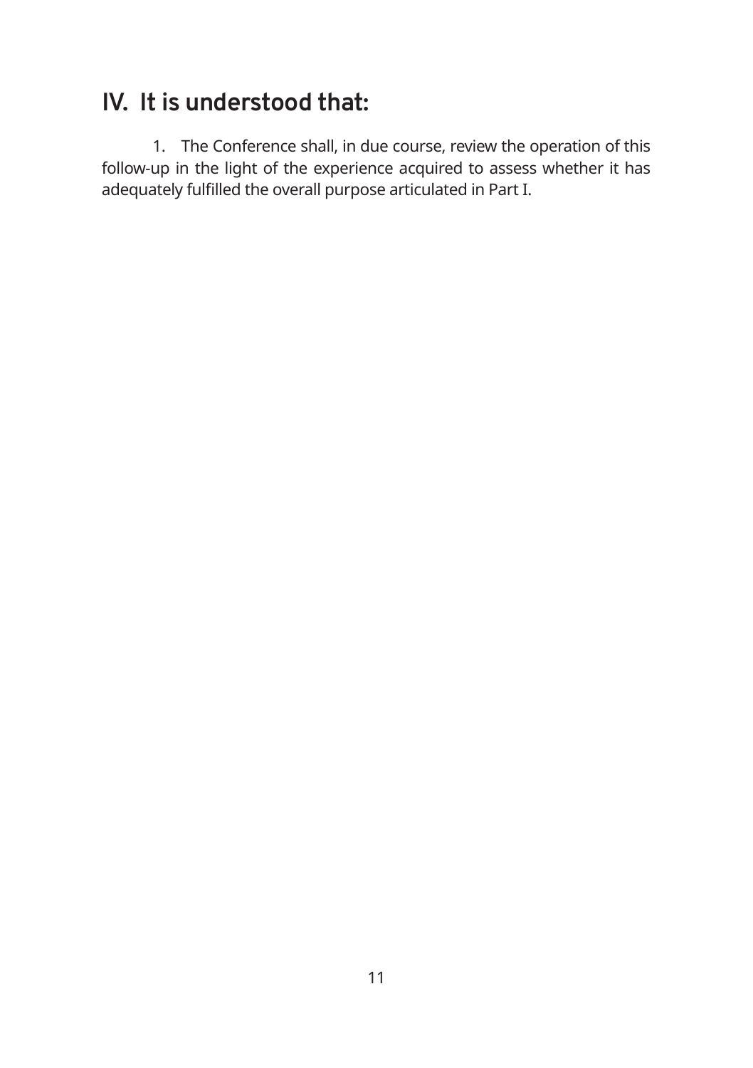## IV. It is understood that:

1. The Conference shall, in due course, review the operation of this follow-up in the light of the experience acquired to assess whether it has adequately fulfilled the overall purpose articulated in Part I.